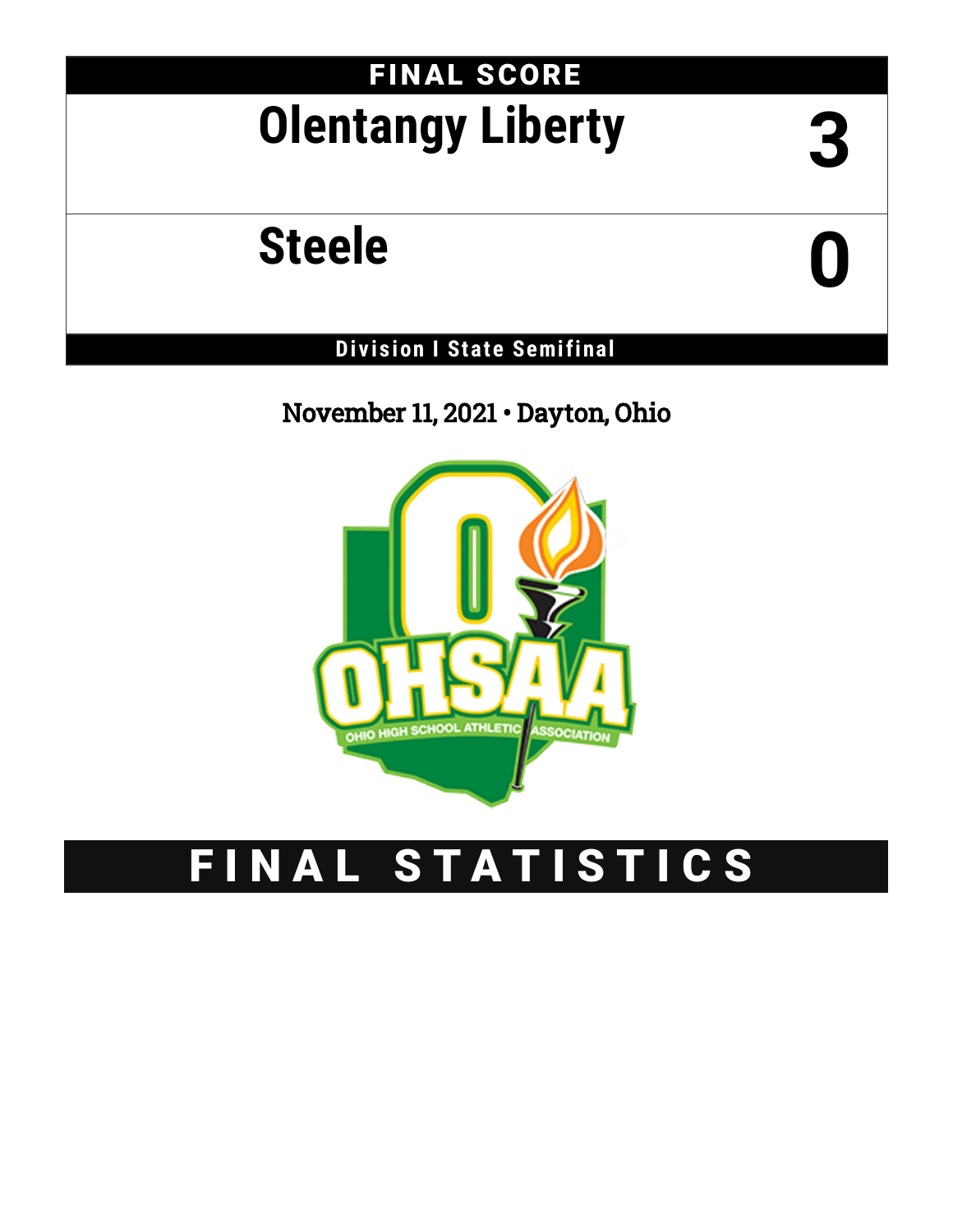## FINAL SCORE

| Team | Score |
|---|---|
| Olentangy Liberty | 3 |
| Steele | 0 |

**Division I State Semifinal**

November 11, 2021 • Dayton, Ohio

# FINAL STATISTICS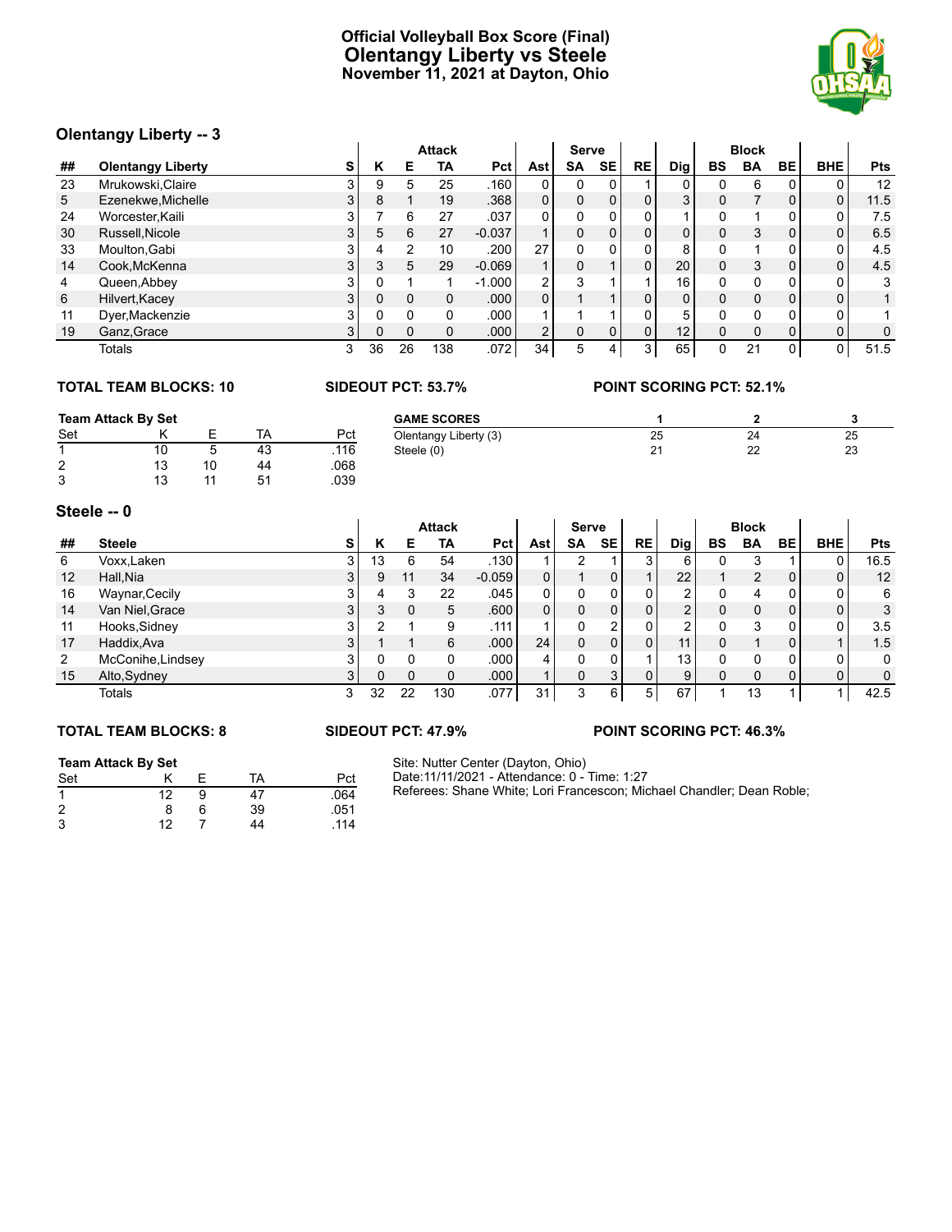# Official Volleyball Box Score (Final)
# Olentangy Liberty vs Steele
**November 11, 2021 at Dayton, Ohio**

## Olentangy Liberty -- 3

| | | | Attack | | | | | Serve | | | | Block | | | | |
|---|---|---|---|---|---|---|---|---|---|---|---|---|---|---|---|---|
| ## | Olentangy Liberty | S | K | E | TA | Pct | Ast | SA | SE | RE | Dig | BS | BA | BE | BHE | Pts |
| 23 | Mrukowski,Claire | 3 | 9 | 5 | 25 | .160 | 0 | 0 | 0 | 1 | 0 | 0 | 6 | 0 | 0 | 12 |
| 5 | Ezenekwe,Michelle | 3 | 8 | 1 | 19 | .368 | 0 | 0 | 0 | 0 | 3 | 0 | 7 | 0 | 0 | 11.5 |
| 24 | Worcester,Kaili | 3 | 7 | 6 | 27 | .037 | 0 | 0 | 0 | 0 | 1 | 0 | 1 | 0 | 0 | 7.5 |
| 30 | Russell,Nicole | 3 | 5 | 6 | 27 | -0.037 | 1 | 0 | 0 | 0 | 0 | 0 | 3 | 0 | 0 | 6.5 |
| 33 | Moulton,Gabi | 3 | 4 | 2 | 10 | .200 | 27 | 0 | 0 | 0 | 8 | 0 | 1 | 0 | 0 | 4.5 |
| 14 | Cook,McKenna | 3 | 3 | 5 | 29 | -0.069 | 1 | 0 | 1 | 0 | 20 | 0 | 3 | 0 | 0 | 4.5 |
| 4 | Queen,Abbey | 3 | 0 | 1 | 1 | -1.000 | 2 | 3 | 1 | 1 | 16 | 0 | 0 | 0 | 0 | 3 |
| 6 | Hilvert,Kacey | 3 | 0 | 0 | 0 | .000 | 0 | 1 | 1 | 0 | 0 | 0 | 0 | 0 | 0 | 1 |
| 11 | Dyer,Mackenzie | 3 | 0 | 0 | 0 | .000 | 1 | 1 | 1 | 0 | 5 | 0 | 0 | 0 | 0 | 1 |
| 19 | Ganz,Grace | 3 | 0 | 0 | 0 | .000 | 2 | 0 | 0 | 0 | 12 | 0 | 0 | 0 | 0 | 0 |
| | Totals | 3 | 36 | 26 | 138 | .072 | 34 | 5 | 4 | 3 | 65 | 0 | 21 | 0 | 0 | 51.5 |

**TOTAL TEAM BLOCKS: 10** **SIDEOUT PCT: 53.7%** **POINT SCORING PCT: 52.1%**

**Team Attack By Set**

| Set | K | E | TA | Pct |
|---|---|---|---|---|
| 1 | 10 | 5 | 43 | .116 |
| 2 | 13 | 10 | 44 | .068 |
| 3 | 13 | 11 | 51 | .039 |

| GAME SCORES | 1 | 2 | 3 |
|---|---|---|---|
| Olentangy Liberty (3) | 25 | 24 | 25 |
| Steele (0) | 21 | 22 | 23 |

## Steele -- 0

| | | | Attack | | | | | Serve | | | | Block | | | | |
|---|---|---|---|---|---|---|---|---|---|---|---|---|---|---|---|---|
| ## | Steele | S | K | E | TA | Pct | Ast | SA | SE | RE | Dig | BS | BA | BE | BHE | Pts |
| 6 | Voxx,Laken | 3 | 13 | 6 | 54 | .130 | 1 | 2 | 1 | 3 | 6 | 0 | 3 | 1 | 0 | 16.5 |
| 12 | Hall,Nia | 3 | 9 | 11 | 34 | -0.059 | 0 | 1 | 0 | 1 | 22 | 1 | 2 | 0 | 0 | 12 |
| 16 | Waynar,Cecily | 3 | 4 | 3 | 22 | .045 | 0 | 0 | 0 | 0 | 2 | 0 | 4 | 0 | 0 | 6 |
| 14 | Van Niel,Grace | 3 | 3 | 0 | 5 | .600 | 0 | 0 | 0 | 0 | 2 | 0 | 0 | 0 | 0 | 3 |
| 11 | Hooks,Sidney | 3 | 2 | 1 | 9 | .111 | 1 | 0 | 2 | 0 | 2 | 0 | 3 | 0 | 0 | 3.5 |
| 17 | Haddix,Ava | 3 | 1 | 1 | 6 | .000 | 24 | 0 | 0 | 0 | 11 | 0 | 1 | 0 | 1 | 1.5 |
| 2 | McConihe,Lindsey | 3 | 0 | 0 | 0 | .000 | 4 | 0 | 0 | 1 | 13 | 0 | 0 | 0 | 0 | 0 |
| 15 | Alto,Sydney | 3 | 0 | 0 | 0 | .000 | 1 | 0 | 3 | 0 | 9 | 0 | 0 | 0 | 0 | 0 |
| | Totals | 3 | 32 | 22 | 130 | .077 | 31 | 3 | 6 | 5 | 67 | 1 | 13 | 1 | 1 | 42.5 |

**TOTAL TEAM BLOCKS: 8** **SIDEOUT PCT: 47.9%** **POINT SCORING PCT: 46.3%**

**Team Attack By Set**

| Set | K | E | TA | Pct |
|---|---|---|---|---|
| 1 | 12 | 9 | 47 | .064 |
| 2 | 8 | 6 | 39 | .051 |
| 3 | 12 | 7 | 44 | .114 |

Site: Nutter Center (Dayton, Ohio)
Date:11/11/2021 - Attendance: 0 - Time: 1:27
Referees: Shane White; Lori Francescon; Michael Chandler; Dean Roble;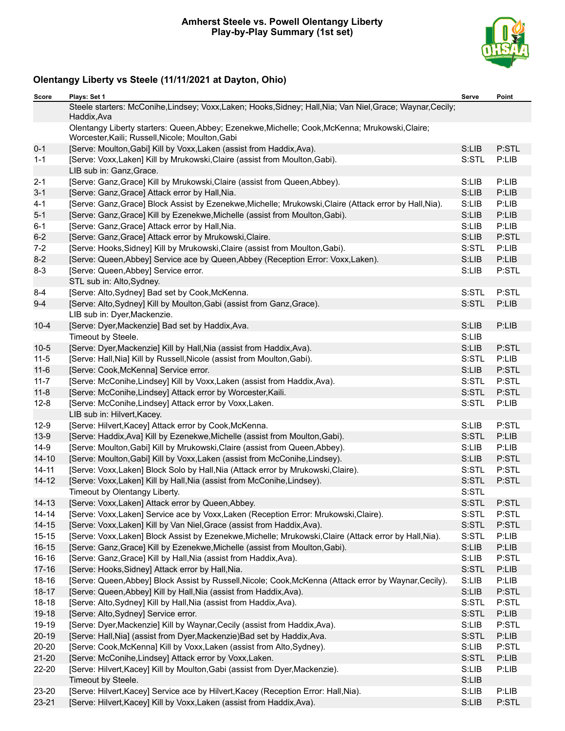# Amherst Steele vs. Powell Olentangy Liberty
## Play-by-Play Summary (1st set)

### Olentangy Liberty vs Steele (11/11/2021 at Dayton, Ohio)

| Score | Plays: Set 1 | Serve | Point |
|---|---|---|---|
| | Steele starters: McConihe,Lindsey; Voxx,Laken; Hooks,Sidney; Hall,Nia; Van Niel,Grace; Waynar,Cecily; Haddix,Ava | | |
| | Olentangy Liberty starters: Queen,Abbey; Ezenekwe,Michelle; Cook,McKenna; Mrukowski,Claire; Worcester,Kaili; Russell,Nicole; Moulton,Gabi | | |
| 0-1 | [Serve: Moulton,Gabi] Kill by Voxx,Laken (assist from Haddix,Ava). | S:LIB | P:STL |
| 1-1 | [Serve: Voxx,Laken] Kill by Mrukowski,Claire (assist from Moulton,Gabi). | S:STL | P:LIB |
| | LIB sub in: Ganz,Grace. | | |
| 2-1 | [Serve: Ganz,Grace] Kill by Mrukowski,Claire (assist from Queen,Abbey). | S:LIB | P:LIB |
| 3-1 | [Serve: Ganz,Grace] Attack error by Hall,Nia. | S:LIB | P:LIB |
| 4-1 | [Serve: Ganz,Grace] Block Assist by Ezenekwe,Michelle; Mrukowski,Claire (Attack error by Hall,Nia). | S:LIB | P:LIB |
| 5-1 | [Serve: Ganz,Grace] Kill by Ezenekwe,Michelle (assist from Moulton,Gabi). | S:LIB | P:LIB |
| 6-1 | [Serve: Ganz,Grace] Attack error by Hall,Nia. | S:LIB | P:LIB |
| 6-2 | [Serve: Ganz,Grace] Attack error by Mrukowski,Claire. | S:LIB | P:STL |
| 7-2 | [Serve: Hooks,Sidney] Kill by Mrukowski,Claire (assist from Moulton,Gabi). | S:STL | P:LIB |
| 8-2 | [Serve: Queen,Abbey] Service ace by Queen,Abbey (Reception Error: Voxx,Laken). | S:LIB | P:LIB |
| 8-3 | [Serve: Queen,Abbey] Service error. | S:LIB | P:STL |
| | STL sub in: Alto,Sydney. | | |
| 8-4 | [Serve: Alto,Sydney] Bad set by Cook,McKenna. | S:STL | P:STL |
| 9-4 | [Serve: Alto,Sydney] Kill by Moulton,Gabi (assist from Ganz,Grace). | S:STL | P:LIB |
| | LIB sub in: Dyer,Mackenzie. | | |
| 10-4 | [Serve: Dyer,Mackenzie] Bad set by Haddix,Ava. | S:LIB | P:LIB |
| | Timeout by Steele. | S:LIB | |
| 10-5 | [Serve: Dyer,Mackenzie] Kill by Hall,Nia (assist from Haddix,Ava). | S:LIB | P:STL |
| 11-5 | [Serve: Hall,Nia] Kill by Russell,Nicole (assist from Moulton,Gabi). | S:STL | P:LIB |
| 11-6 | [Serve: Cook,McKenna] Service error. | S:LIB | P:STL |
| 11-7 | [Serve: McConihe,Lindsey] Kill by Voxx,Laken (assist from Haddix,Ava). | S:STL | P:STL |
| 11-8 | [Serve: McConihe,Lindsey] Attack error by Worcester,Kaili. | S:STL | P:STL |
| 12-8 | [Serve: McConihe,Lindsey] Attack error by Voxx,Laken. | S:STL | P:LIB |
| | LIB sub in: Hilvert,Kacey. | | |
| 12-9 | [Serve: Hilvert,Kacey] Attack error by Cook,McKenna. | S:LIB | P:STL |
| 13-9 | [Serve: Haddix,Ava] Kill by Ezenekwe,Michelle (assist from Moulton,Gabi). | S:STL | P:LIB |
| 14-9 | [Serve: Moulton,Gabi] Kill by Mrukowski,Claire (assist from Queen,Abbey). | S:LIB | P:LIB |
| 14-10 | [Serve: Moulton,Gabi] Kill by Voxx,Laken (assist from McConihe,Lindsey). | S:LIB | P:STL |
| 14-11 | [Serve: Voxx,Laken] Block Solo by Hall,Nia (Attack error by Mrukowski,Claire). | S:STL | P:STL |
| 14-12 | [Serve: Voxx,Laken] Kill by Hall,Nia (assist from McConihe,Lindsey). | S:STL | P:STL |
| | Timeout by Olentangy Liberty. | S:STL | |
| 14-13 | [Serve: Voxx,Laken] Attack error by Queen,Abbey. | S:STL | P:STL |
| 14-14 | [Serve: Voxx,Laken] Service ace by Voxx,Laken (Reception Error: Mrukowski,Claire). | S:STL | P:STL |
| 14-15 | [Serve: Voxx,Laken] Kill by Van Niel,Grace (assist from Haddix,Ava). | S:STL | P:STL |
| 15-15 | [Serve: Voxx,Laken] Block Assist by Ezenekwe,Michelle; Mrukowski,Claire (Attack error by Hall,Nia). | S:STL | P:LIB |
| 16-15 | [Serve: Ganz,Grace] Kill by Ezenekwe,Michelle (assist from Moulton,Gabi). | S:LIB | P:LIB |
| 16-16 | [Serve: Ganz,Grace] Kill by Hall,Nia (assist from Haddix,Ava). | S:LIB | P:STL |
| 17-16 | [Serve: Hooks,Sidney] Attack error by Hall,Nia. | S:STL | P:LIB |
| 18-16 | [Serve: Queen,Abbey] Block Assist by Russell,Nicole; Cook,McKenna (Attack error by Waynar,Cecily). | S:LIB | P:LIB |
| 18-17 | [Serve: Queen,Abbey] Kill by Hall,Nia (assist from Haddix,Ava). | S:LIB | P:STL |
| 18-18 | [Serve: Alto,Sydney] Kill by Hall,Nia (assist from Haddix,Ava). | S:STL | P:STL |
| 19-18 | [Serve: Alto,Sydney] Service error. | S:STL | P:LIB |
| 19-19 | [Serve: Dyer,Mackenzie] Kill by Waynar,Cecily (assist from Haddix,Ava). | S:LIB | P:STL |
| 20-19 | [Serve: Hall,Nia] (assist from Dyer,Mackenzie)Bad set by Haddix,Ava. | S:STL | P:LIB |
| 20-20 | [Serve: Cook,McKenna] Kill by Voxx,Laken (assist from Alto,Sydney). | S:LIB | P:STL |
| 21-20 | [Serve: McConihe,Lindsey] Attack error by Voxx,Laken. | S:STL | P:LIB |
| 22-20 | [Serve: Hilvert,Kacey] Kill by Moulton,Gabi (assist from Dyer,Mackenzie). | S:LIB | P:LIB |
| | Timeout by Steele. | S:LIB | |
| 23-20 | [Serve: Hilvert,Kacey] Service ace by Hilvert,Kacey (Reception Error: Hall,Nia). | S:LIB | P:LIB |
| 23-21 | [Serve: Hilvert,Kacey] Kill by Voxx,Laken (assist from Haddix,Ava). | S:LIB | P:STL |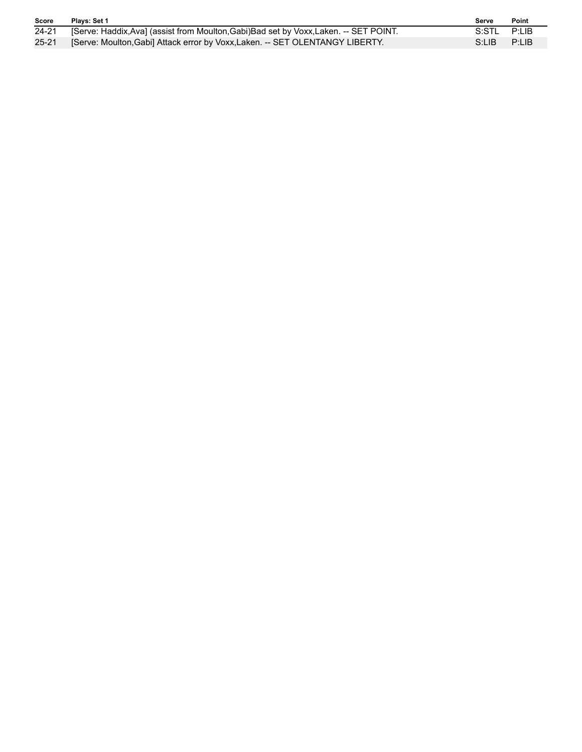| Score | Plays: Set 1 | Serve | Point |
|---|---|---|---|
| 24-21 | [Serve: Haddix,Ava] (assist from Moulton,Gabi)Bad set by Voxx,Laken. -- SET POINT. | S:STL | P:LIB |
| 25-21 | [Serve: Moulton,Gabi] Attack error by Voxx,Laken. -- SET OLENTANGY LIBERTY. | S:LIB | P:LIB |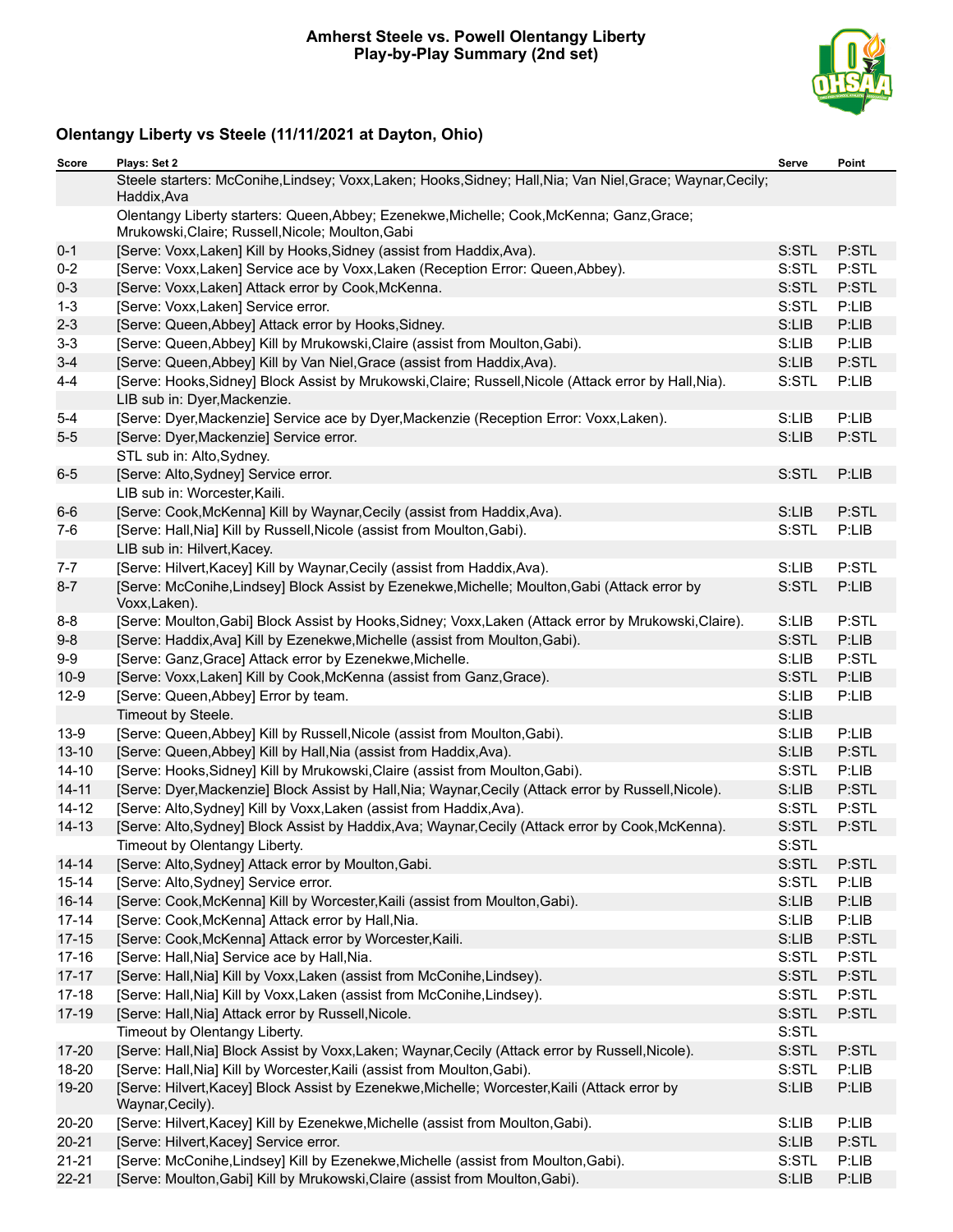# Amherst Steele vs. Powell Olentangy Liberty
## Play-by-Play Summary (2nd set)

### Olentangy Liberty vs Steele (11/11/2021 at Dayton, Ohio)

| Score | Plays: Set 2 | Serve | Point |
|---|---|---|---|
| | Steele starters: McConihe,Lindsey; Voxx,Laken; Hooks,Sidney; Hall,Nia; Van Niel,Grace; Waynar,Cecily; Haddix,Ava | | |
| | Olentangy Liberty starters: Queen,Abbey; Ezenekwe,Michelle; Cook,McKenna; Ganz,Grace; Mrukowski,Claire; Russell,Nicole; Moulton,Gabi | | |
| 0-1 | [Serve: Voxx,Laken] Kill by Hooks,Sidney (assist from Haddix,Ava). | S:STL | P:STL |
| 0-2 | [Serve: Voxx,Laken] Service ace by Voxx,Laken (Reception Error: Queen,Abbey). | S:STL | P:STL |
| 0-3 | [Serve: Voxx,Laken] Attack error by Cook,McKenna. | S:STL | P:STL |
| 1-3 | [Serve: Voxx,Laken] Service error. | S:STL | P:LIB |
| 2-3 | [Serve: Queen,Abbey] Attack error by Hooks,Sidney. | S:LIB | P:LIB |
| 3-3 | [Serve: Queen,Abbey] Kill by Mrukowski,Claire (assist from Moulton,Gabi). | S:LIB | P:LIB |
| 3-4 | [Serve: Queen,Abbey] Kill by Van Niel,Grace (assist from Haddix,Ava). | S:LIB | P:STL |
| 4-4 | [Serve: Hooks,Sidney] Block Assist by Mrukowski,Claire; Russell,Nicole (Attack error by Hall,Nia). | S:STL | P:LIB |
| | LIB sub in: Dyer,Mackenzie. | | |
| 5-4 | [Serve: Dyer,Mackenzie] Service ace by Dyer,Mackenzie (Reception Error: Voxx,Laken). | S:LIB | P:LIB |
| 5-5 | [Serve: Dyer,Mackenzie] Service error. | S:LIB | P:STL |
| | STL sub in: Alto,Sydney. | | |
| 6-5 | [Serve: Alto,Sydney] Service error. | S:STL | P:LIB |
| | LIB sub in: Worcester,Kaili. | | |
| 6-6 | [Serve: Cook,McKenna] Kill by Waynar,Cecily (assist from Haddix,Ava). | S:LIB | P:STL |
| 7-6 | [Serve: Hall,Nia] Kill by Russell,Nicole (assist from Moulton,Gabi). | S:STL | P:LIB |
| | LIB sub in: Hilvert,Kacey. | | |
| 7-7 | [Serve: Hilvert,Kacey] Kill by Waynar,Cecily (assist from Haddix,Ava). | S:LIB | P:STL |
| 8-7 | [Serve: McConihe,Lindsey] Block Assist by Ezenekwe,Michelle; Moulton,Gabi (Attack error by Voxx,Laken). | S:STL | P:LIB |
| 8-8 | [Serve: Moulton,Gabi] Block Assist by Hooks,Sidney; Voxx,Laken (Attack error by Mrukowski,Claire). | S:LIB | P:STL |
| 9-8 | [Serve: Haddix,Ava] Kill by Ezenekwe,Michelle (assist from Moulton,Gabi). | S:STL | P:LIB |
| 9-9 | [Serve: Ganz,Grace] Attack error by Ezenekwe,Michelle. | S:LIB | P:STL |
| 10-9 | [Serve: Voxx,Laken] Kill by Cook,McKenna (assist from Ganz,Grace). | S:STL | P:LIB |
| 12-9 | [Serve: Queen,Abbey] Error by team. | S:LIB | P:LIB |
| | Timeout by Steele. | S:LIB | |
| 13-9 | [Serve: Queen,Abbey] Kill by Russell,Nicole (assist from Moulton,Gabi). | S:LIB | P:LIB |
| 13-10 | [Serve: Queen,Abbey] Kill by Hall,Nia (assist from Haddix,Ava). | S:LIB | P:STL |
| 14-10 | [Serve: Hooks,Sidney] Kill by Mrukowski,Claire (assist from Moulton,Gabi). | S:STL | P:LIB |
| 14-11 | [Serve: Dyer,Mackenzie] Block Assist by Hall,Nia; Waynar,Cecily (Attack error by Russell,Nicole). | S:LIB | P:STL |
| 14-12 | [Serve: Alto,Sydney] Kill by Voxx,Laken (assist from Haddix,Ava). | S:STL | P:STL |
| 14-13 | [Serve: Alto,Sydney] Block Assist by Haddix,Ava; Waynar,Cecily (Attack error by Cook,McKenna). | S:STL | P:STL |
| | Timeout by Olentangy Liberty. | S:STL | |
| 14-14 | [Serve: Alto,Sydney] Attack error by Moulton,Gabi. | S:STL | P:STL |
| 15-14 | [Serve: Alto,Sydney] Service error. | S:STL | P:LIB |
| 16-14 | [Serve: Cook,McKenna] Kill by Worcester,Kaili (assist from Moulton,Gabi). | S:LIB | P:LIB |
| 17-14 | [Serve: Cook,McKenna] Attack error by Hall,Nia. | S:LIB | P:LIB |
| 17-15 | [Serve: Cook,McKenna] Attack error by Worcester,Kaili. | S:LIB | P:STL |
| 17-16 | [Serve: Hall,Nia] Service ace by Hall,Nia. | S:STL | P:STL |
| 17-17 | [Serve: Hall,Nia] Kill by Voxx,Laken (assist from McConihe,Lindsey). | S:STL | P:STL |
| 17-18 | [Serve: Hall,Nia] Kill by Voxx,Laken (assist from McConihe,Lindsey). | S:STL | P:STL |
| 17-19 | [Serve: Hall,Nia] Attack error by Russell,Nicole. | S:STL | P:STL |
| | Timeout by Olentangy Liberty. | S:STL | |
| 17-20 | [Serve: Hall,Nia] Block Assist by Voxx,Laken; Waynar,Cecily (Attack error by Russell,Nicole). | S:STL | P:STL |
| 18-20 | [Serve: Hall,Nia] Kill by Worcester,Kaili (assist from Moulton,Gabi). | S:STL | P:LIB |
| 19-20 | [Serve: Hilvert,Kacey] Block Assist by Ezenekwe,Michelle; Worcester,Kaili (Attack error by Waynar,Cecily). | S:LIB | P:LIB |
| 20-20 | [Serve: Hilvert,Kacey] Kill by Ezenekwe,Michelle (assist from Moulton,Gabi). | S:LIB | P:LIB |
| 20-21 | [Serve: Hilvert,Kacey] Service error. | S:LIB | P:STL |
| 21-21 | [Serve: McConihe,Lindsey] Kill by Ezenekwe,Michelle (assist from Moulton,Gabi). | S:STL | P:LIB |
| 22-21 | [Serve: Moulton,Gabi] Kill by Mrukowski,Claire (assist from Moulton,Gabi). | S:LIB | P:LIB |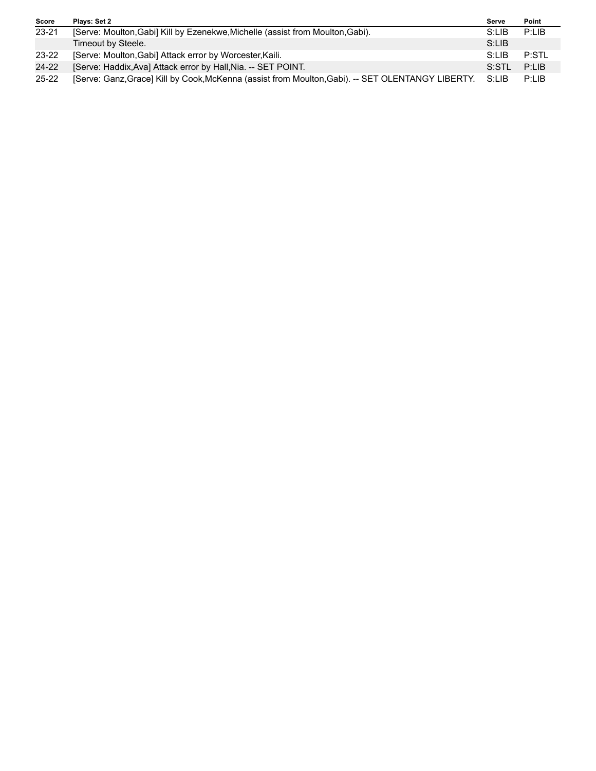| Score | Plays: Set 2 | Serve | Point |
|---|---|---|---|
| 23-21 | [Serve: Moulton,Gabi] Kill by Ezenekwe,Michelle (assist from Moulton,Gabi). | S:LIB | P:LIB |
| | Timeout by Steele. | S:LIB | |
| 23-22 | [Serve: Moulton,Gabi] Attack error by Worcester,Kaili. | S:LIB | P:STL |
| 24-22 | [Serve: Haddix,Ava] Attack error by Hall,Nia. -- SET POINT. | S:STL | P:LIB |
| 25-22 | [Serve: Ganz,Grace] Kill by Cook,McKenna (assist from Moulton,Gabi). -- SET OLENTANGY LIBERTY. | S:LIB | P:LIB |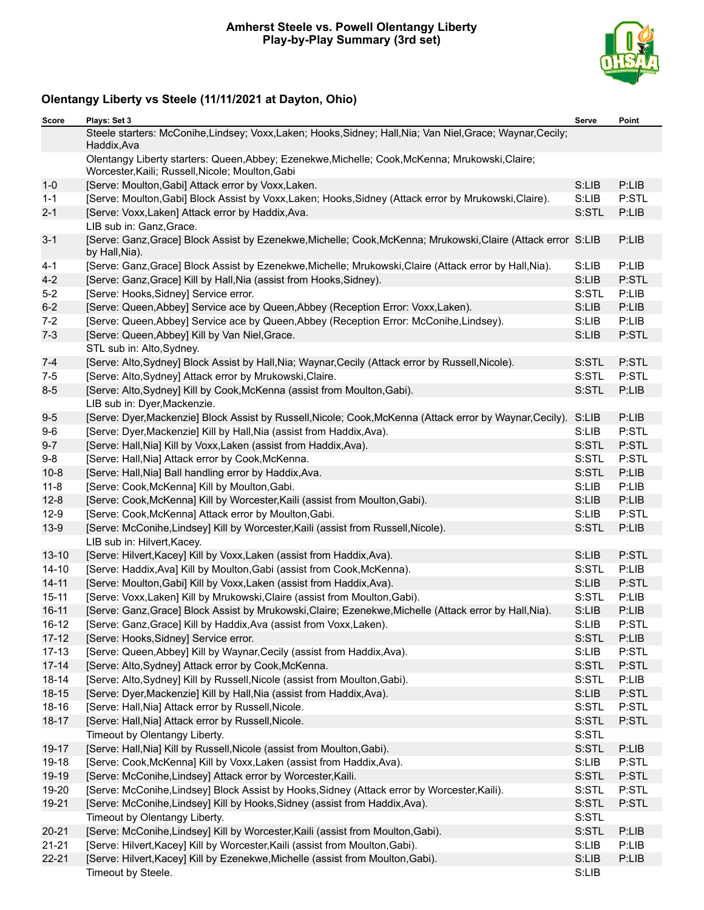# Amherst Steele vs. Powell Olentangy Liberty
## Play-by-Play Summary (3rd set)

### Olentangy Liberty vs Steele (11/11/2021 at Dayton, Ohio)

| Score | Plays: Set 3 | Serve | Point |
|---|---|---|---|
| | Steele starters: McConihe,Lindsey; Voxx,Laken; Hooks,Sidney; Hall,Nia; Van Niel,Grace; Waynar,Cecily; Haddix,Ava | | |
| | Olentangy Liberty starters: Queen,Abbey; Ezenekwe,Michelle; Cook,McKenna; Mrukowski,Claire; Worcester,Kaili; Russell,Nicole; Moulton,Gabi | | |
| 1-0 | [Serve: Moulton,Gabi] Attack error by Voxx,Laken. | S:LIB | P:LIB |
| 1-1 | [Serve: Moulton,Gabi] Block Assist by Voxx,Laken; Hooks,Sidney (Attack error by Mrukowski,Claire). | S:LIB | P:STL |
| 2-1 | [Serve: Voxx,Laken] Attack error by Haddix,Ava. | S:STL | P:LIB |
| | LIB sub in: Ganz,Grace. | | |
| 3-1 | [Serve: Ganz,Grace] Block Assist by Ezenekwe,Michelle; Cook,McKenna; Mrukowski,Claire (Attack error by Hall,Nia). | S:LIB | P:LIB |
| 4-1 | [Serve: Ganz,Grace] Block Assist by Ezenekwe,Michelle; Mrukowski,Claire (Attack error by Hall,Nia). | S:LIB | P:LIB |
| 4-2 | [Serve: Ganz,Grace] Kill by Hall,Nia (assist from Hooks,Sidney). | S:LIB | P:STL |
| 5-2 | [Serve: Hooks,Sidney] Service error. | S:STL | P:LIB |
| 6-2 | [Serve: Queen,Abbey] Service ace by Queen,Abbey (Reception Error: Voxx,Laken). | S:LIB | P:LIB |
| 7-2 | [Serve: Queen,Abbey] Service ace by Queen,Abbey (Reception Error: McConihe,Lindsey). | S:LIB | P:LIB |
| 7-3 | [Serve: Queen,Abbey] Kill by Van Niel,Grace. | S:LIB | P:STL |
| | STL sub in: Alto,Sydney. | | |
| 7-4 | [Serve: Alto,Sydney] Block Assist by Hall,Nia; Waynar,Cecily (Attack error by Russell,Nicole). | S:STL | P:STL |
| 7-5 | [Serve: Alto,Sydney] Attack error by Mrukowski,Claire. | S:STL | P:STL |
| 8-5 | [Serve: Alto,Sydney] Kill by Cook,McKenna (assist from Moulton,Gabi). | S:STL | P:LIB |
| | LIB sub in: Dyer,Mackenzie. | | |
| 9-5 | [Serve: Dyer,Mackenzie] Block Assist by Russell,Nicole; Cook,McKenna (Attack error by Waynar,Cecily). | S:LIB | P:LIB |
| 9-6 | [Serve: Dyer,Mackenzie] Kill by Hall,Nia (assist from Haddix,Ava). | S:LIB | P:STL |
| 9-7 | [Serve: Hall,Nia] Kill by Voxx,Laken (assist from Haddix,Ava). | S:STL | P:STL |
| 9-8 | [Serve: Hall,Nia] Attack error by Cook,McKenna. | S:STL | P:STL |
| 10-8 | [Serve: Hall,Nia] Ball handling error by Haddix,Ava. | S:STL | P:LIB |
| 11-8 | [Serve: Cook,McKenna] Kill by Moulton,Gabi. | S:LIB | P:LIB |
| 12-8 | [Serve: Cook,McKenna] Kill by Worcester,Kaili (assist from Moulton,Gabi). | S:LIB | P:LIB |
| 12-9 | [Serve: Cook,McKenna] Attack error by Moulton,Gabi. | S:LIB | P:STL |
| 13-9 | [Serve: McConihe,Lindsey] Kill by Worcester,Kaili (assist from Russell,Nicole). | S:STL | P:LIB |
| | LIB sub in: Hilvert,Kacey. | | |
| 13-10 | [Serve: Hilvert,Kacey] Kill by Voxx,Laken (assist from Haddix,Ava). | S:LIB | P:STL |
| 14-10 | [Serve: Haddix,Ava] Kill by Moulton,Gabi (assist from Cook,McKenna). | S:STL | P:LIB |
| 14-11 | [Serve: Moulton,Gabi] Kill by Voxx,Laken (assist from Haddix,Ava). | S:LIB | P:STL |
| 15-11 | [Serve: Voxx,Laken] Kill by Mrukowski,Claire (assist from Moulton,Gabi). | S:STL | P:LIB |
| 16-11 | [Serve: Ganz,Grace] Block Assist by Mrukowski,Claire; Ezenekwe,Michelle (Attack error by Hall,Nia). | S:LIB | P:LIB |
| 16-12 | [Serve: Ganz,Grace] Kill by Haddix,Ava (assist from Voxx,Laken). | S:LIB | P:STL |
| 17-12 | [Serve: Hooks,Sidney] Service error. | S:STL | P:LIB |
| 17-13 | [Serve: Queen,Abbey] Kill by Waynar,Cecily (assist from Haddix,Ava). | S:LIB | P:STL |
| 17-14 | [Serve: Alto,Sydney] Attack error by Cook,McKenna. | S:STL | P:STL |
| 18-14 | [Serve: Alto,Sydney] Kill by Russell,Nicole (assist from Moulton,Gabi). | S:STL | P:LIB |
| 18-15 | [Serve: Dyer,Mackenzie] Kill by Hall,Nia (assist from Haddix,Ava). | S:LIB | P:STL |
| 18-16 | [Serve: Hall,Nia] Attack error by Russell,Nicole. | S:STL | P:STL |
| 18-17 | [Serve: Hall,Nia] Attack error by Russell,Nicole. | S:STL | P:STL |
| | Timeout by Olentangy Liberty. | S:STL | |
| 19-17 | [Serve: Hall,Nia] Kill by Russell,Nicole (assist from Moulton,Gabi). | S:STL | P:LIB |
| 19-18 | [Serve: Cook,McKenna] Kill by Voxx,Laken (assist from Haddix,Ava). | S:LIB | P:STL |
| 19-19 | [Serve: McConihe,Lindsey] Attack error by Worcester,Kaili. | S:STL | P:STL |
| 19-20 | [Serve: McConihe,Lindsey] Block Assist by Hooks,Sidney (Attack error by Worcester,Kaili). | S:STL | P:STL |
| 19-21 | [Serve: McConihe,Lindsey] Kill by Hooks,Sidney (assist from Haddix,Ava). | S:STL | P:STL |
| | Timeout by Olentangy Liberty. | S:STL | |
| 20-21 | [Serve: McConihe,Lindsey] Kill by Worcester,Kaili (assist from Moulton,Gabi). | S:STL | P:LIB |
| 21-21 | [Serve: Hilvert,Kacey] Kill by Worcester,Kaili (assist from Moulton,Gabi). | S:LIB | P:LIB |
| 22-21 | [Serve: Hilvert,Kacey] Kill by Ezenekwe,Michelle (assist from Moulton,Gabi). | S:LIB | P:LIB |
| | Timeout by Steele. | S:LIB | |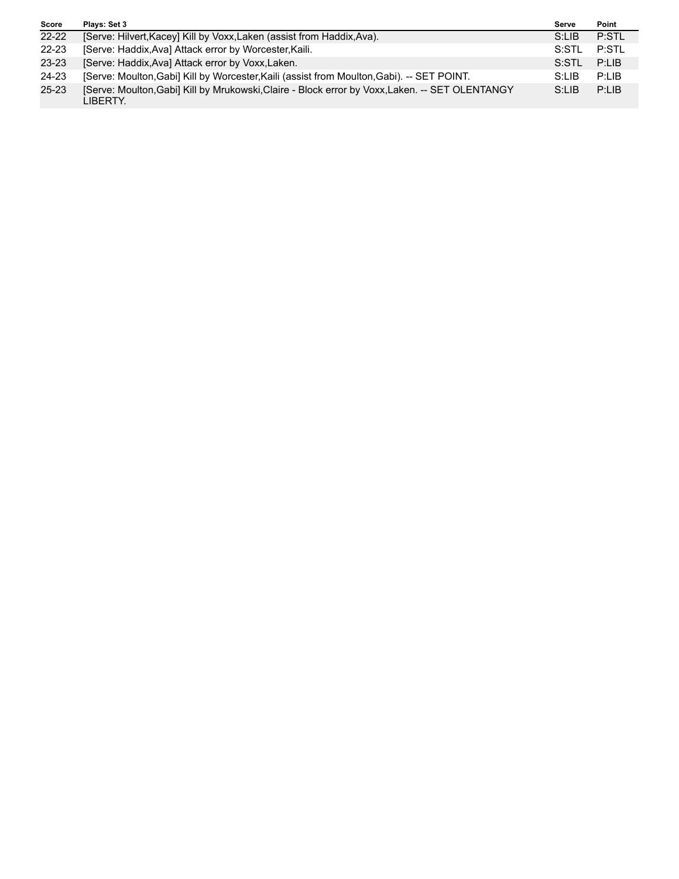| Score | Plays: Set 3 | Serve | Point |
| --- | --- | --- | --- |
| 22-22 | [Serve: Hilvert,Kacey] Kill by Voxx,Laken (assist from Haddix,Ava). | S:LIB | P:STL |
| 22-23 | [Serve: Haddix,Ava] Attack error by Worcester,Kaili. | S:STL | P:STL |
| 23-23 | [Serve: Haddix,Ava] Attack error by Voxx,Laken. | S:STL | P:LIB |
| 24-23 | [Serve: Moulton,Gabi] Kill by Worcester,Kaili (assist from Moulton,Gabi). -- SET POINT. | S:LIB | P:LIB |
| 25-23 | [Serve: Moulton,Gabi] Kill by Mrukowski,Claire - Block error by Voxx,Laken. -- SET OLENTANGY LIBERTY. | S:LIB | P:LIB |